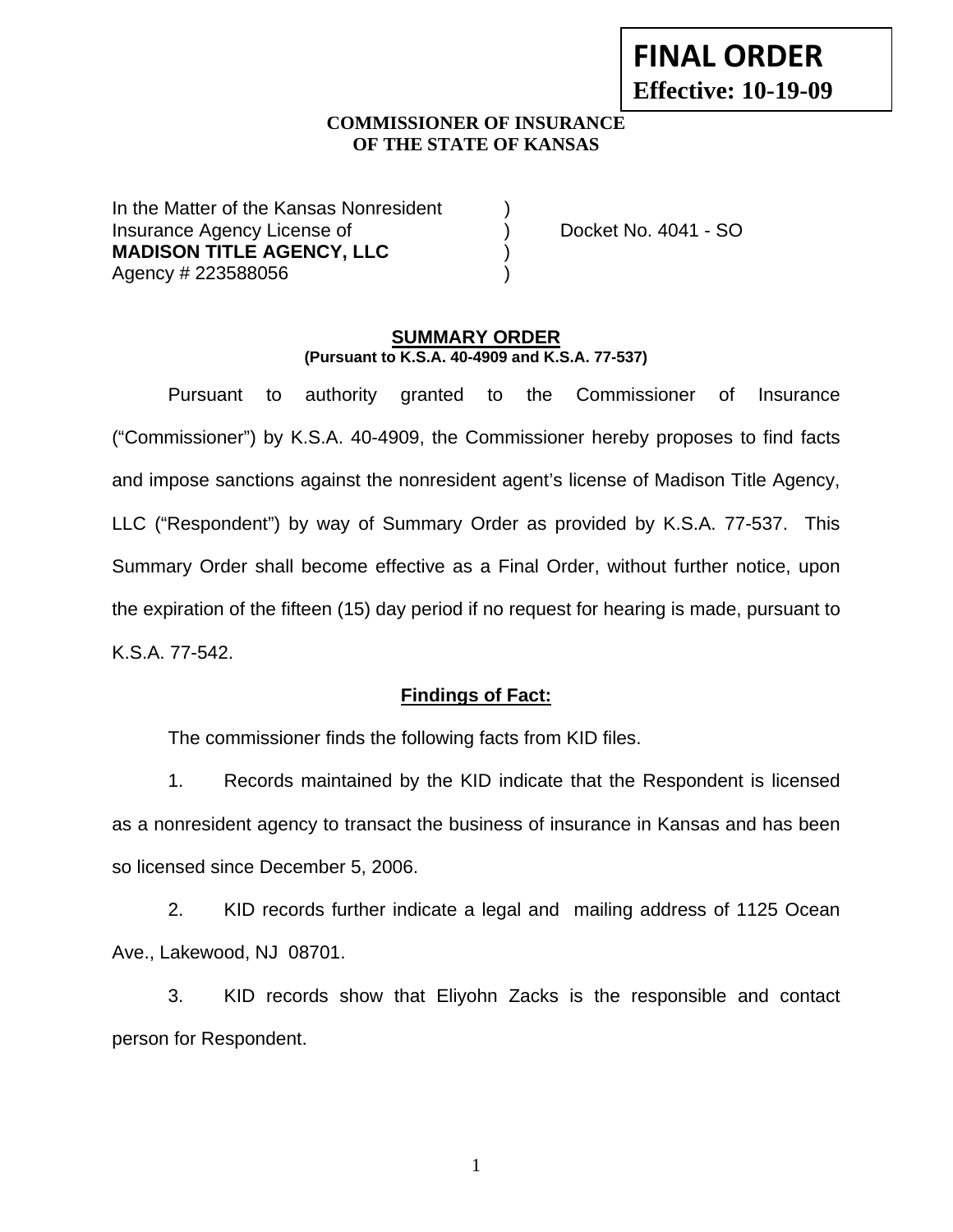**FINAL ORDER**
**Effective: 10-19-09**

**COMMISSIONER OF INSURANCE**
**OF THE STATE OF KANSAS**

| | | |
|---|---|---|
| In the Matter of the Kansas Nonresident | ) | |
| Insurance Agency License of | ) | Docket No. 4041 - SO |
| **MADISON TITLE AGENCY, LLC** | ) | |
| Agency # 223588056 | ) | |

## SUMMARY ORDER

**(Pursuant to K.S.A. 40-4909 and K.S.A. 77-537)**

Pursuant to authority granted to the Commissioner of Insurance ("Commissioner") by K.S.A. 40-4909, the Commissioner hereby proposes to find facts and impose sanctions against the nonresident agent's license of Madison Title Agency, LLC ("Respondent") by way of Summary Order as provided by K.S.A. 77-537. This Summary Order shall become effective as a Final Order, without further notice, upon the expiration of the fifteen (15) day period if no request for hearing is made, pursuant to K.S.A. 77-542.

### Findings of Fact:

The commissioner finds the following facts from KID files.

1. Records maintained by the KID indicate that the Respondent is licensed as a nonresident agency to transact the business of insurance in Kansas and has been so licensed since December 5, 2006.

2. KID records further indicate a legal and mailing address of 1125 Ocean Ave., Lakewood, NJ 08701.

3. KID records show that Eliyohn Zacks is the responsible and contact person for Respondent.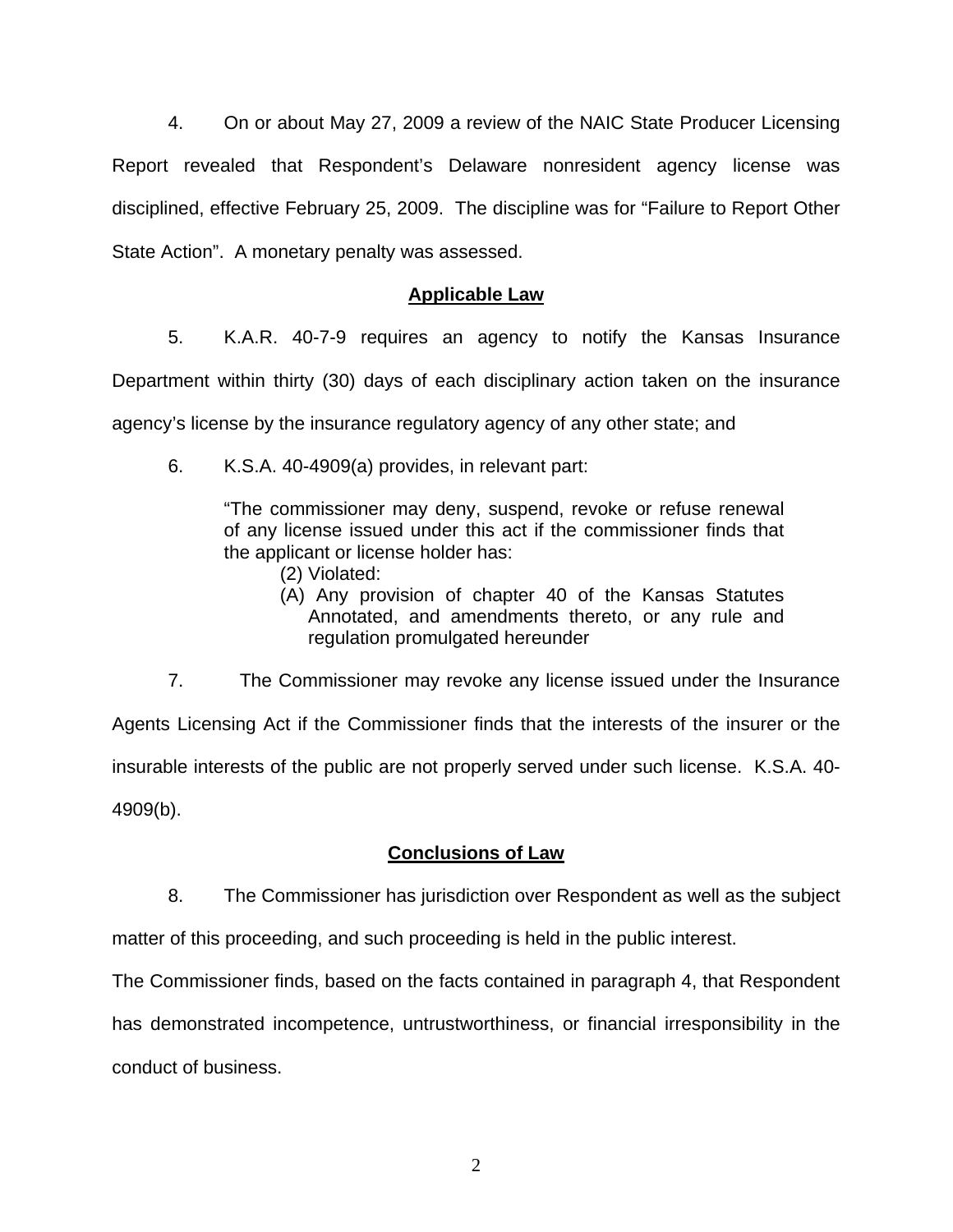4. On or about May 27, 2009 a review of the NAIC State Producer Licensing Report revealed that Respondent's Delaware nonresident agency license was disciplined, effective February 25, 2009. The discipline was for "Failure to Report Other State Action". A monetary penalty was assessed.

## Applicable Law

5. K.A.R. 40-7-9 requires an agency to notify the Kansas Insurance Department within thirty (30) days of each disciplinary action taken on the insurance agency's license by the insurance regulatory agency of any other state; and

6. K.S.A. 40-4909(a) provides, in relevant part:

> "The commissioner may deny, suspend, revoke or refuse renewal of any license issued under this act if the commissioner finds that the applicant or license holder has:
>
> (2) Violated:
>
> (A) Any provision of chapter 40 of the Kansas Statutes Annotated, and amendments thereto, or any rule and regulation promulgated hereunder

7. The Commissioner may revoke any license issued under the Insurance Agents Licensing Act if the Commissioner finds that the interests of the insurer or the insurable interests of the public are not properly served under such license. K.S.A. 40-4909(b).

## Conclusions of Law

8. The Commissioner has jurisdiction over Respondent as well as the subject matter of this proceeding, and such proceeding is held in the public interest.

The Commissioner finds, based on the facts contained in paragraph 4, that Respondent has demonstrated incompetence, untrustworthiness, or financial irresponsibility in the conduct of business.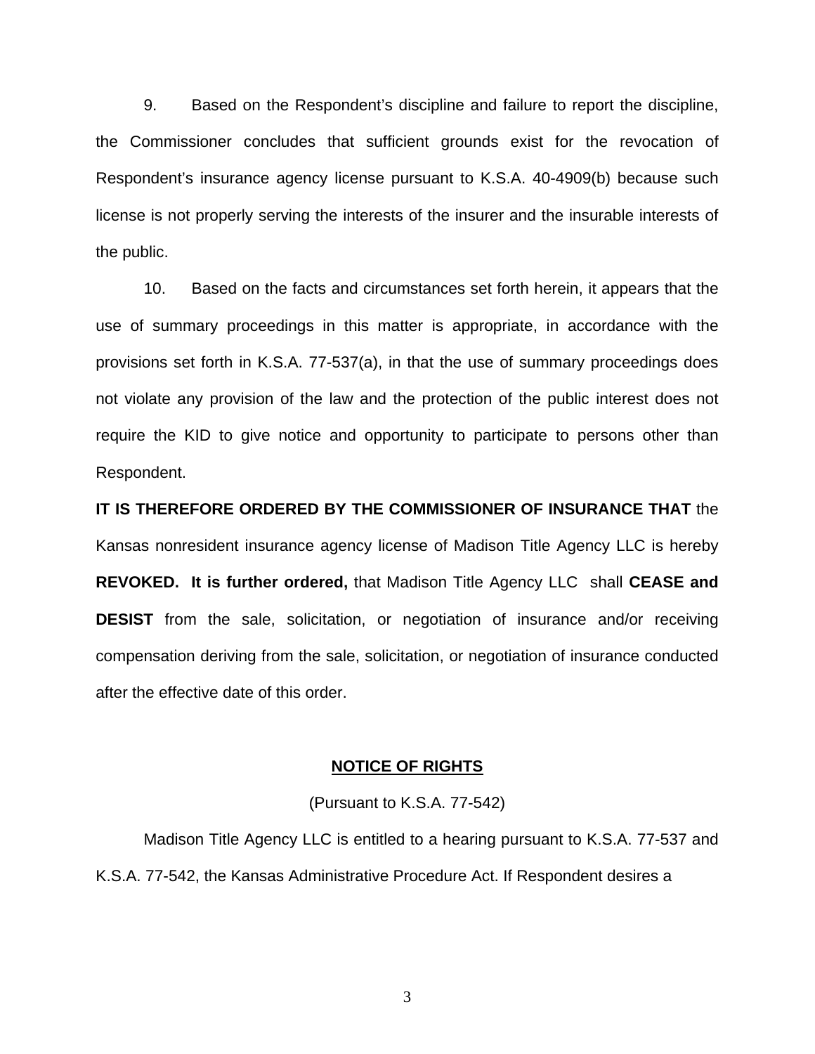9. Based on the Respondent's discipline and failure to report the discipline, the Commissioner concludes that sufficient grounds exist for the revocation of Respondent's insurance agency license pursuant to K.S.A. 40-4909(b) because such license is not properly serving the interests of the insurer and the insurable interests of the public.

10. Based on the facts and circumstances set forth herein, it appears that the use of summary proceedings in this matter is appropriate, in accordance with the provisions set forth in K.S.A. 77-537(a), in that the use of summary proceedings does not violate any provision of the law and the protection of the public interest does not require the KID to give notice and opportunity to participate to persons other than Respondent.

**IT IS THEREFORE ORDERED BY THE COMMISSIONER OF INSURANCE THAT** the Kansas nonresident insurance agency license of Madison Title Agency LLC is hereby **REVOKED. It is further ordered,** that Madison Title Agency LLC shall **CEASE and DESIST** from the sale, solicitation, or negotiation of insurance and/or receiving compensation deriving from the sale, solicitation, or negotiation of insurance conducted after the effective date of this order.

## NOTICE OF RIGHTS

(Pursuant to K.S.A. 77-542)

Madison Title Agency LLC is entitled to a hearing pursuant to K.S.A. 77-537 and K.S.A. 77-542, the Kansas Administrative Procedure Act. If Respondent desires a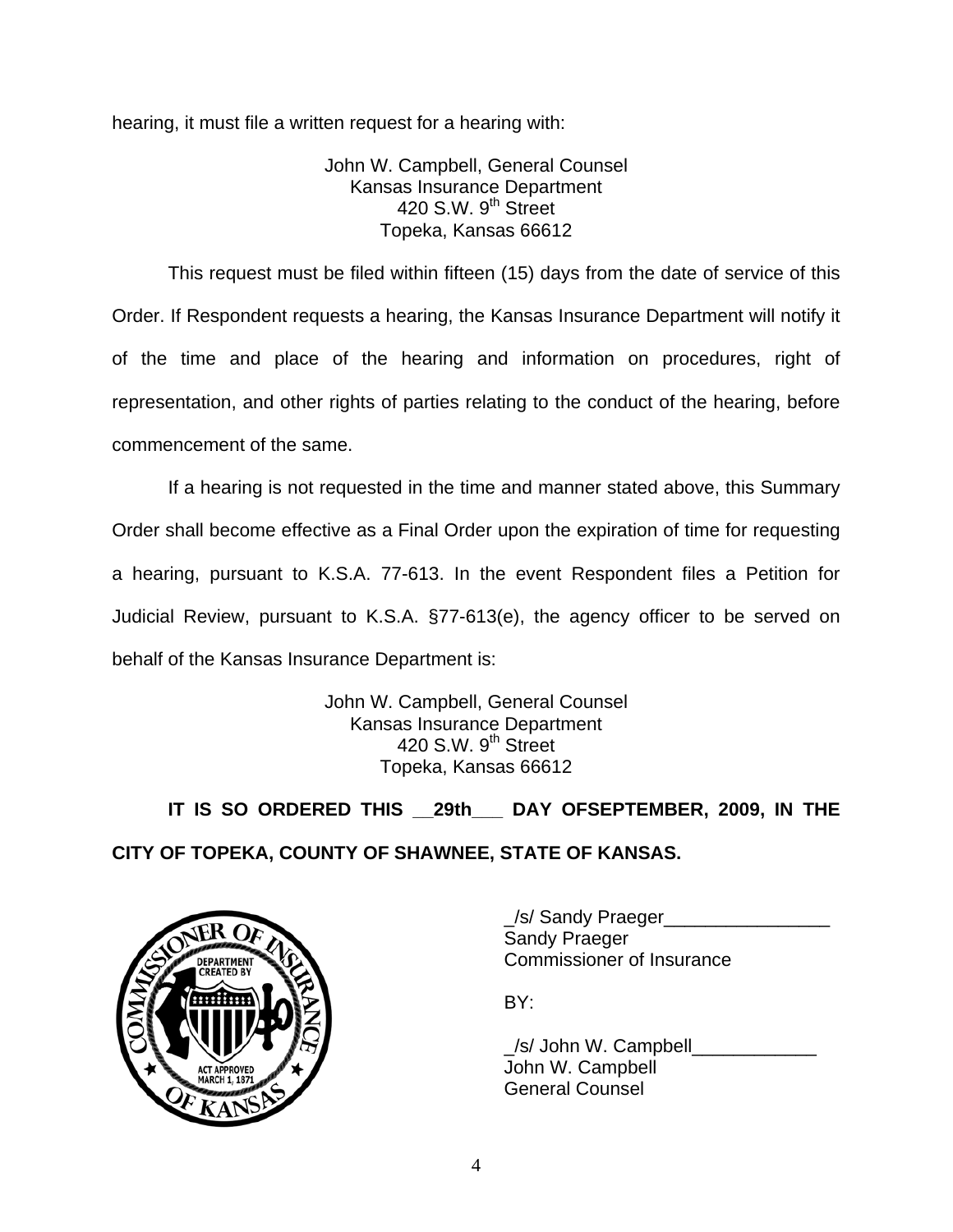hearing, it must file a written request for a hearing with:

John W. Campbell, General Counsel
Kansas Insurance Department
420 S.W. 9th Street
Topeka, Kansas 66612

This request must be filed within fifteen (15) days from the date of service of this Order. If Respondent requests a hearing, the Kansas Insurance Department will notify it of the time and place of the hearing and information on procedures, right of representation, and other rights of parties relating to the conduct of the hearing, before commencement of the same.

If a hearing is not requested in the time and manner stated above, this Summary Order shall become effective as a Final Order upon the expiration of time for requesting a hearing, pursuant to K.S.A. 77-613. In the event Respondent files a Petition for Judicial Review, pursuant to K.S.A. §77-613(e), the agency officer to be served on behalf of the Kansas Insurance Department is:

John W. Campbell, General Counsel
Kansas Insurance Department
420 S.W. 9th Street
Topeka, Kansas 66612

**IT IS SO ORDERED THIS __29th___ DAY OFSEPTEMBER, 2009, IN THE CITY OF TOPEKA, COUNTY OF SHAWNEE, STATE OF KANSAS.**

_/s/ Sandy Praeger________________
Sandy Praeger
Commissioner of Insurance

BY:

_/s/ John W. Campbell____________
John W. Campbell
General Counsel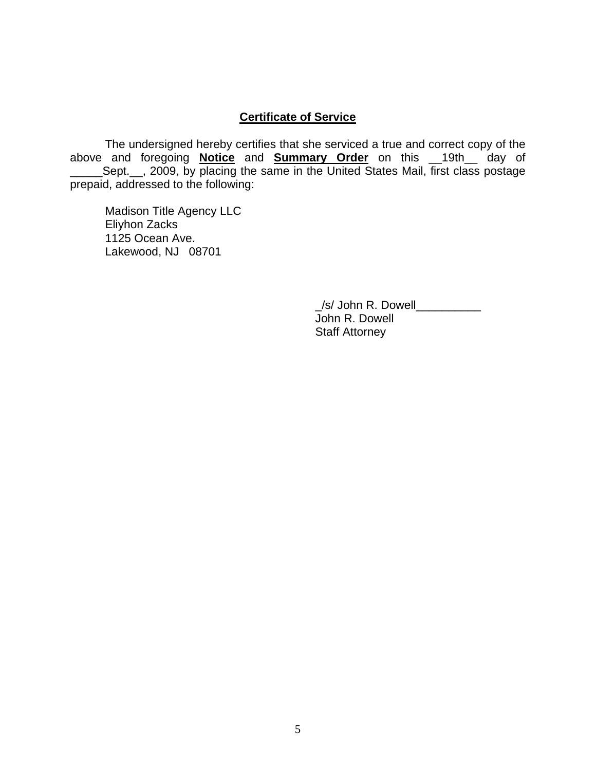## **Certificate of Service**

The undersigned hereby certifies that she serviced a true and correct copy of the above and foregoing **Notice** and **Summary Order** on this __19th__ day of _____Sept.__, 2009, by placing the same in the United States Mail, first class postage prepaid, addressed to the following:

Madison Title Agency LLC
Eliyhon Zacks
1125 Ocean Ave.
Lakewood, NJ 08701

_/s/ John R. Dowell__________
John R. Dowell
Staff Attorney